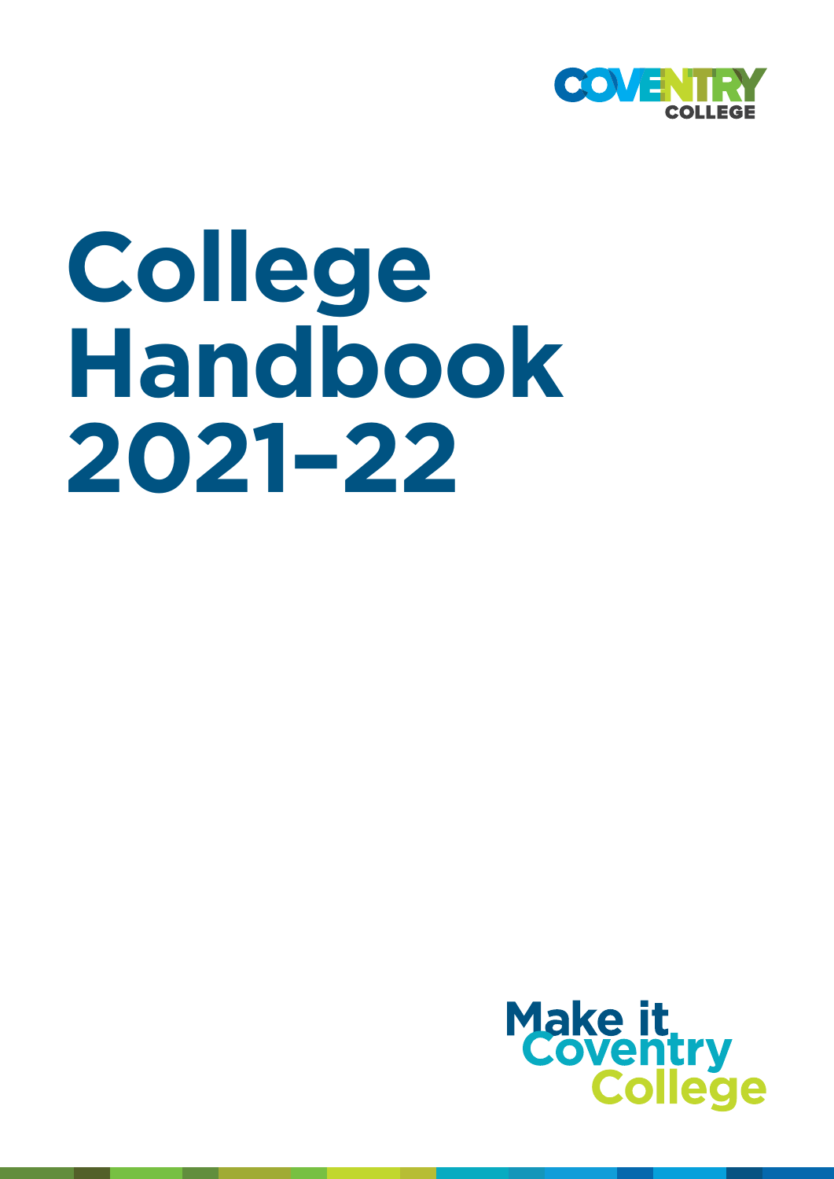COVENTRY COLLEGE

# College Handbook 2021–22

Make it Coventry College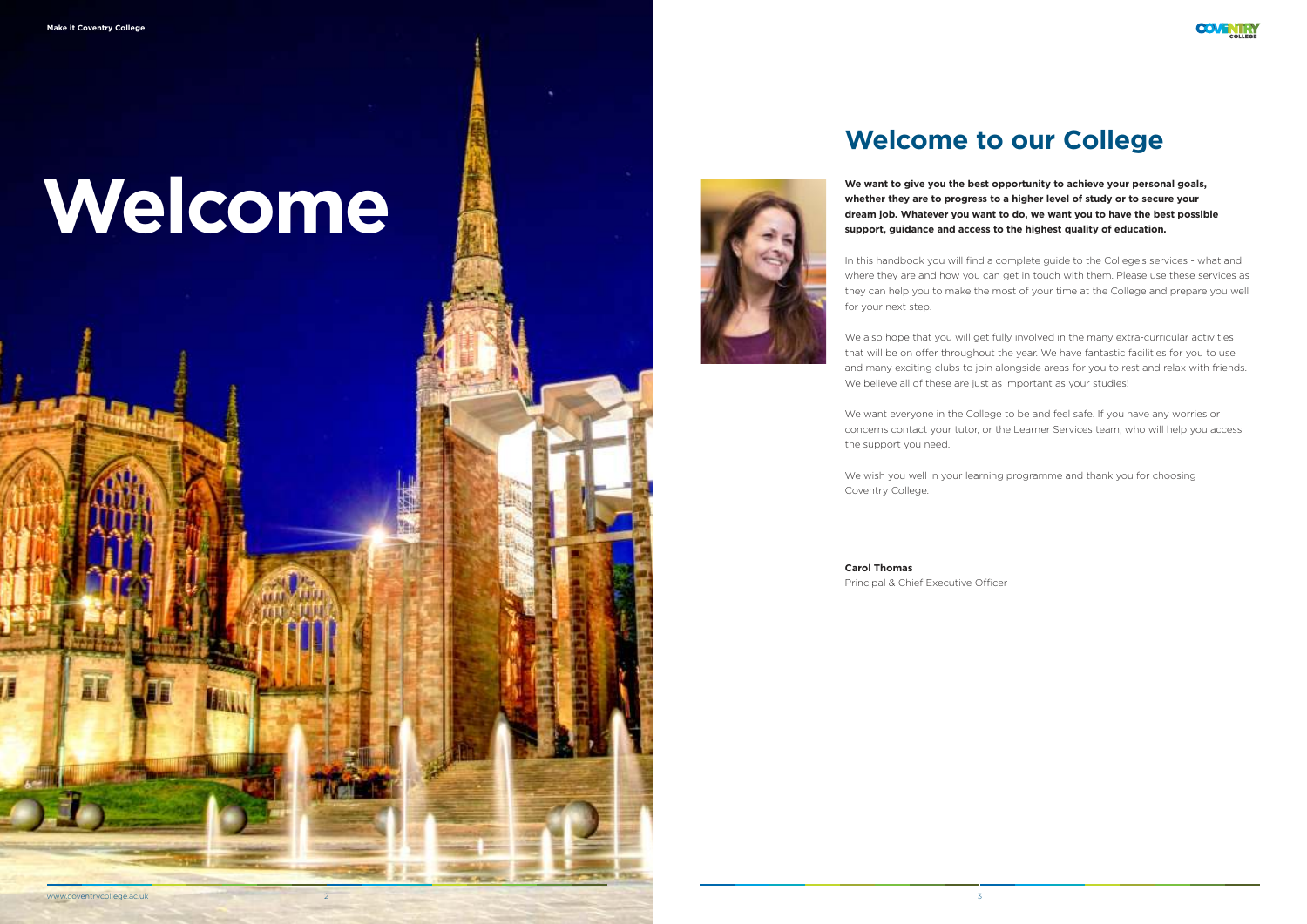# Welcome

## Welcome to our College

**We want to give you the best opportunity to achieve your personal goals, whether they are to progress to a higher level of study or to secure your dream job. Whatever you want to do, we want you to have the best possible support, guidance and access to the highest quality of education.**

In this handbook you will find a complete guide to the College's services - what and where they are and how you can get in touch with them. Please use these services as they can help you to make the most of your time at the College and prepare you well for your next step.

We also hope that you will get fully involved in the many extra-curricular activities that will be on offer throughout the year. We have fantastic facilities for you to use and many exciting clubs to join alongside areas for you to rest and relax with friends. We believe all of these are just as important as your studies!

We want everyone in the College to be and feel safe. If you have any worries or concerns contact your tutor, or the Learner Services team, who will help you access the support you need.

We wish you well in your learning programme and thank you for choosing Coventry College.

**Carol Thomas**
Principal & Chief Executive Officer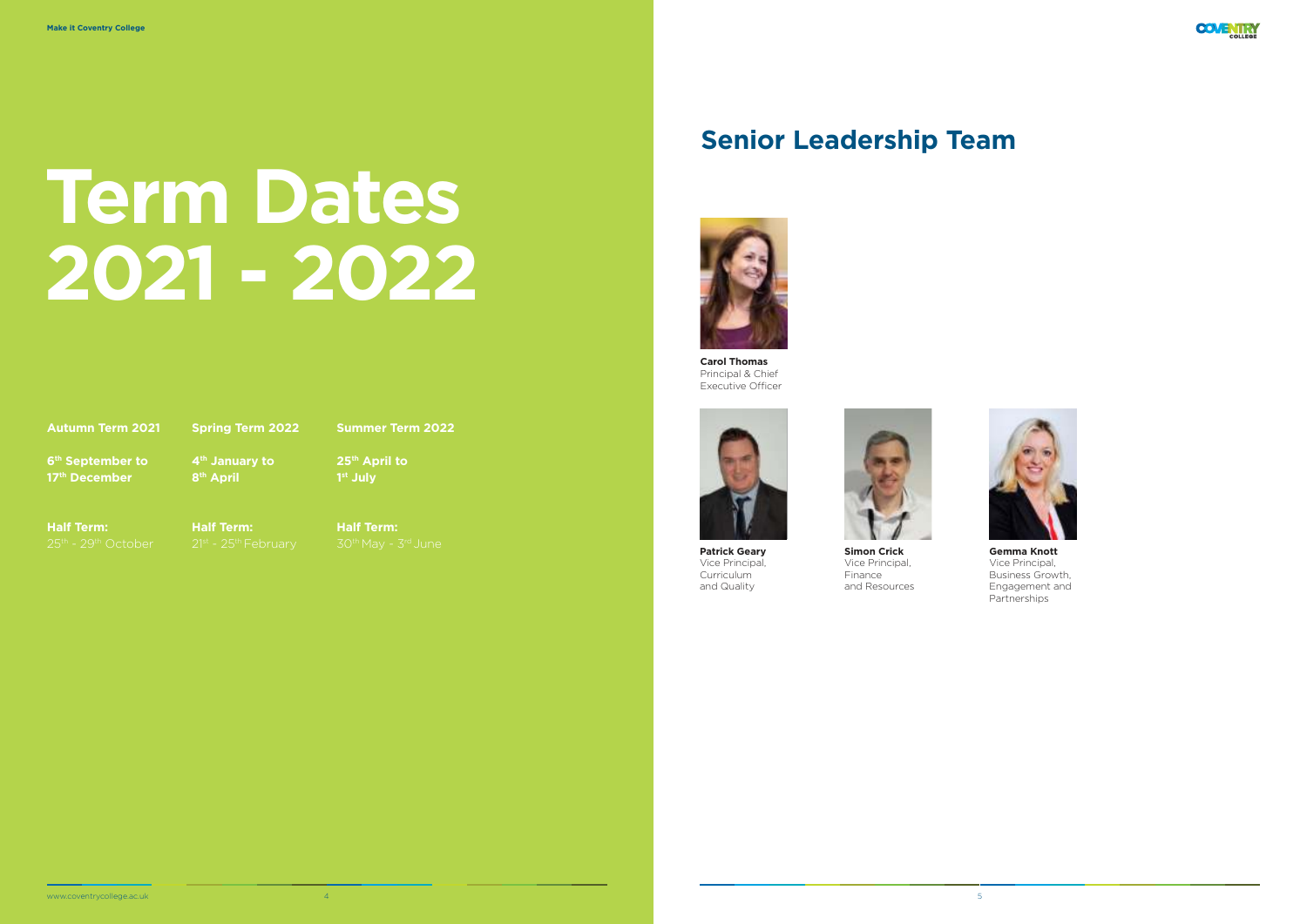# Term Dates 2021 - 2022

| Autumn Term 2021 | Spring Term 2022 | Summer Term 2022 |
|---|---|---|
| **6th September to 17th December** | **4th January to 8th April** | **25th April to 1st July** |
| **Half Term:** 25th - 29th October | **Half Term:** 21st - 25th February | **Half Term:** 30th May - 3rd June |

## Senior Leadership Team

**Carol Thomas**
Principal & Chief Executive Officer

**Patrick Geary**
Vice Principal, Curriculum and Quality

**Simon Crick**
Vice Principal, Finance and Resources

**Gemma Knott**
Vice Principal, Business Growth, Engagement and Partnerships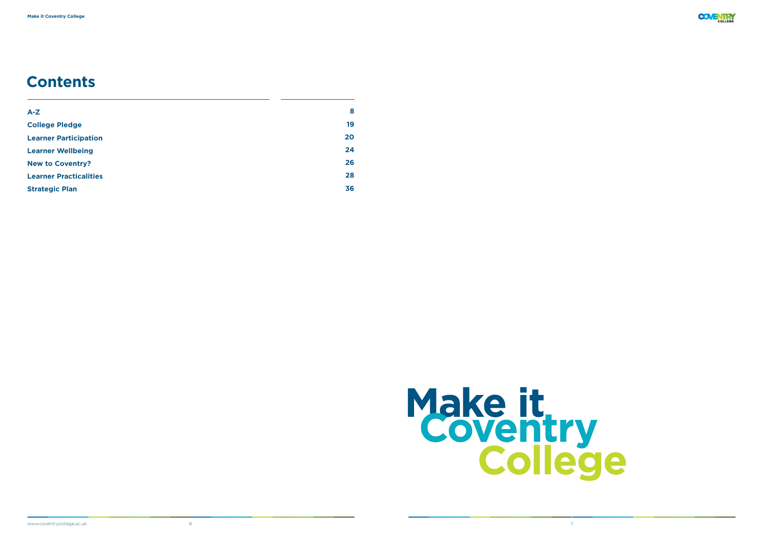# Contents

| | |
|---|---|
| **A-Z** | **8** |
| **College Pledge** | **19** |
| **Learner Participation** | **20** |
| **Learner Wellbeing** | **24** |
| **New to Coventry?** | **26** |
| **Learner Practicalities** | **28** |
| **Strategic Plan** | **36** |

Make it Coventry College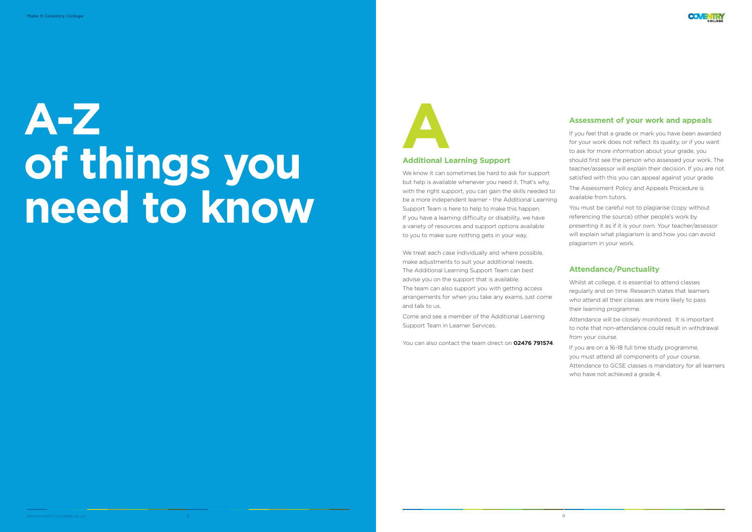# A-Z of things you need to know

## A

### Additional Learning Support

We know it can sometimes be hard to ask for support but help is available whenever you need it. That's why, with the right support, you can gain the skills needed to be a more independent learner - the Additional Learning Support Team is here to help to make this happen. If you have a learning difficulty or disability, we have a variety of resources and support options available to you to make sure nothing gets in your way.

We treat each case individually and where possible, make adjustments to suit your additional needs. The Additional Learning Support Team can best advise you on the support that is available. The team can also support you with getting access arrangements for when you take any exams, just come and talk to us.

Come and see a member of the Additional Learning Support Team in Learner Services.

You can also contact the team direct on **02476 791574**.

### Assessment of your work and appeals

If you feel that a grade or mark you have been awarded for your work does not reflect its quality, or if you want to ask for more information about your grade, you should first see the person who assessed your work. The teacher/assessor will explain their decision. If you are not satisfied with this you can appeal against your grade.

The Assessment Policy and Appeals Procedure is available from tutors.

You must be careful not to plagiarise (copy without referencing the source) other people's work by presenting it as if it is your own. Your teacher/assessor will explain what plagiarism is and how you can avoid plagiarism in your work.

### Attendance/Punctuality

Whilst at college, it is essential to attend classes regularly and on time. Research states that learners who attend all their classes are more likely to pass their learning programme.

Attendance will be closely monitored. It is important to note that non-attendance could result in withdrawal from your course.

If you are on a 16-18 full time study programme, you must attend all components of your course. Attendance to GCSE classes is mandatory for all learners who have not achieved a grade 4.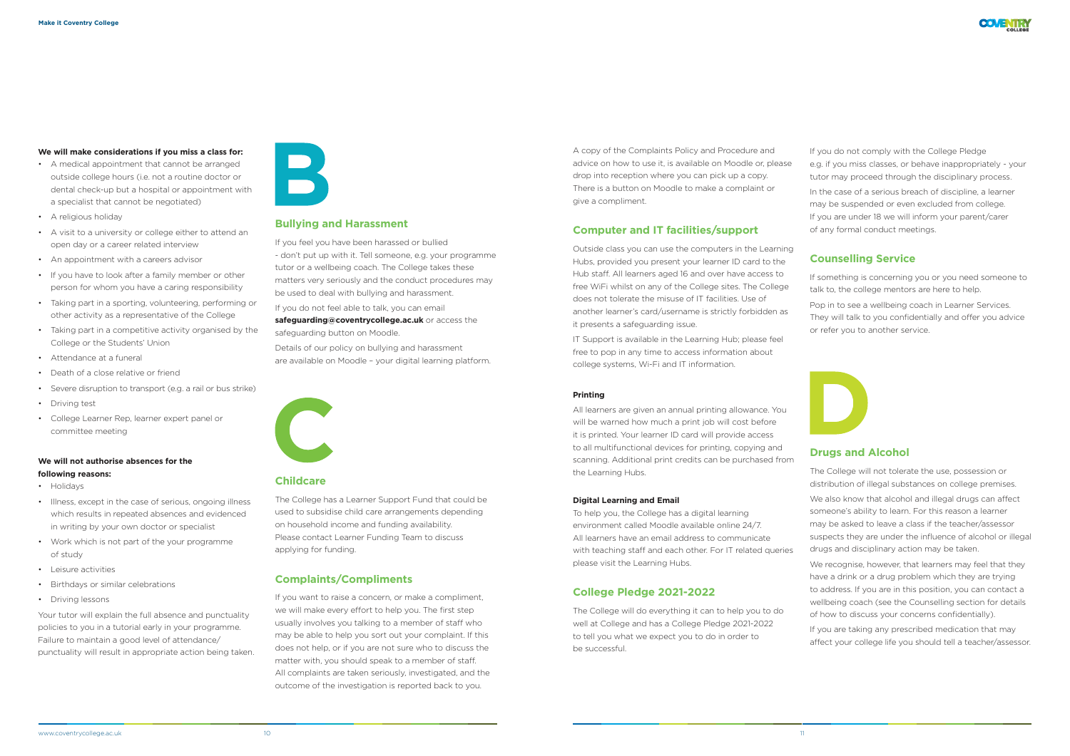**We will make considerations if you miss a class for:**

- A medical appointment that cannot be arranged outside college hours (i.e. not a routine doctor or dental check-up but a hospital or appointment with a specialist that cannot be negotiated)
- A religious holiday
- A visit to a university or college either to attend an open day or a career related interview
- An appointment with a careers advisor
- If you have to look after a family member or other person for whom you have a caring responsibility
- Taking part in a sporting, volunteering, performing or other activity as a representative of the College
- Taking part in a competitive activity organised by the College or the Students' Union
- Attendance at a funeral
- Death of a close relative or friend
- Severe disruption to transport (e.g. a rail or bus strike)
- Driving test
- College Learner Rep, learner expert panel or committee meeting

**We will not authorise absences for the following reasons:**

- Holidays
- Illness, except in the case of serious, ongoing illness which results in repeated absences and evidenced in writing by your own doctor or specialist
- Work which is not part of the your programme of study
- Leisure activities
- Birthdays or similar celebrations
- Driving lessons

Your tutor will explain the full absence and punctuality policies to you in a tutorial early in your programme. Failure to maintain a good level of attendance/ punctuality will result in appropriate action being taken.

# B

## Bullying and Harassment

If you feel you have been harassed or bullied - don't put up with it. Tell someone, e.g. your programme tutor or a wellbeing coach. The College takes these matters very seriously and the conduct procedures may be used to deal with bullying and harassment.

If you do not feel able to talk, you can email **safeguarding@coventrycollege.ac.uk** or access the safeguarding button on Moodle.

Details of our policy on bullying and harassment are available on Moodle – your digital learning platform.

# C

## Childcare

The College has a Learner Support Fund that could be used to subsidise child care arrangements depending on household income and funding availability. Please contact Learner Funding Team to discuss applying for funding.

## Complaints/Compliments

If you want to raise a concern, or make a compliment, we will make every effort to help you. The first step usually involves you talking to a member of staff who may be able to help you sort out your complaint. If this does not help, or if you are not sure who to discuss the matter with, you should speak to a member of staff. All complaints are taken seriously, investigated, and the outcome of the investigation is reported back to you.

A copy of the Complaints Policy and Procedure and advice on how to use it, is available on Moodle or, please drop into reception where you can pick up a copy. There is a button on Moodle to make a complaint or give a compliment.

## Computer and IT facilities/support

Outside class you can use the computers in the Learning Hubs, provided you present your learner ID card to the Hub staff. All learners aged 16 and over have access to free WiFi whilst on any of the College sites. The College does not tolerate the misuse of IT facilities. Use of another learner's card/username is strictly forbidden as it presents a safeguarding issue.

IT Support is available in the Learning Hub; please feel free to pop in any time to access information about college systems, Wi-Fi and IT information.

**Printing**

All learners are given an annual printing allowance. You will be warned how much a print job will cost before it is printed. Your learner ID card will provide access to all multifunctional devices for printing, copying and scanning. Additional print credits can be purchased from the Learning Hubs.

**Digital Learning and Email**

To help you, the College has a digital learning environment called Moodle available online 24/7. All learners have an email address to communicate with teaching staff and each other. For IT related queries please visit the Learning Hubs.

## College Pledge 2021-2022

The College will do everything it can to help you to do well at College and has a College Pledge 2021-2022 to tell you what we expect you to do in order to be successful.

If you do not comply with the College Pledge e.g. if you miss classes, or behave inappropriately - your tutor may proceed through the disciplinary process.

In the case of a serious breach of discipline, a learner may be suspended or even excluded from college. If you are under 18 we will inform your parent/carer of any formal conduct meetings.

## Counselling Service

If something is concerning you or you need someone to talk to, the college mentors are here to help.

Pop in to see a wellbeing coach in Learner Services. They will talk to you confidentially and offer you advice or refer you to another service.

# D

## Drugs and Alcohol

The College will not tolerate the use, possession or distribution of illegal substances on college premises.

We also know that alcohol and illegal drugs can affect someone's ability to learn. For this reason a learner may be asked to leave a class if the teacher/assessor suspects they are under the influence of alcohol or illegal drugs and disciplinary action may be taken.

We recognise, however, that learners may feel that they have a drink or a drug problem which they are trying to address. If you are in this position, you can contact a wellbeing coach (see the Counselling section for details of how to discuss your concerns confidentially).

If you are taking any prescribed medication that may affect your college life you should tell a teacher/assessor.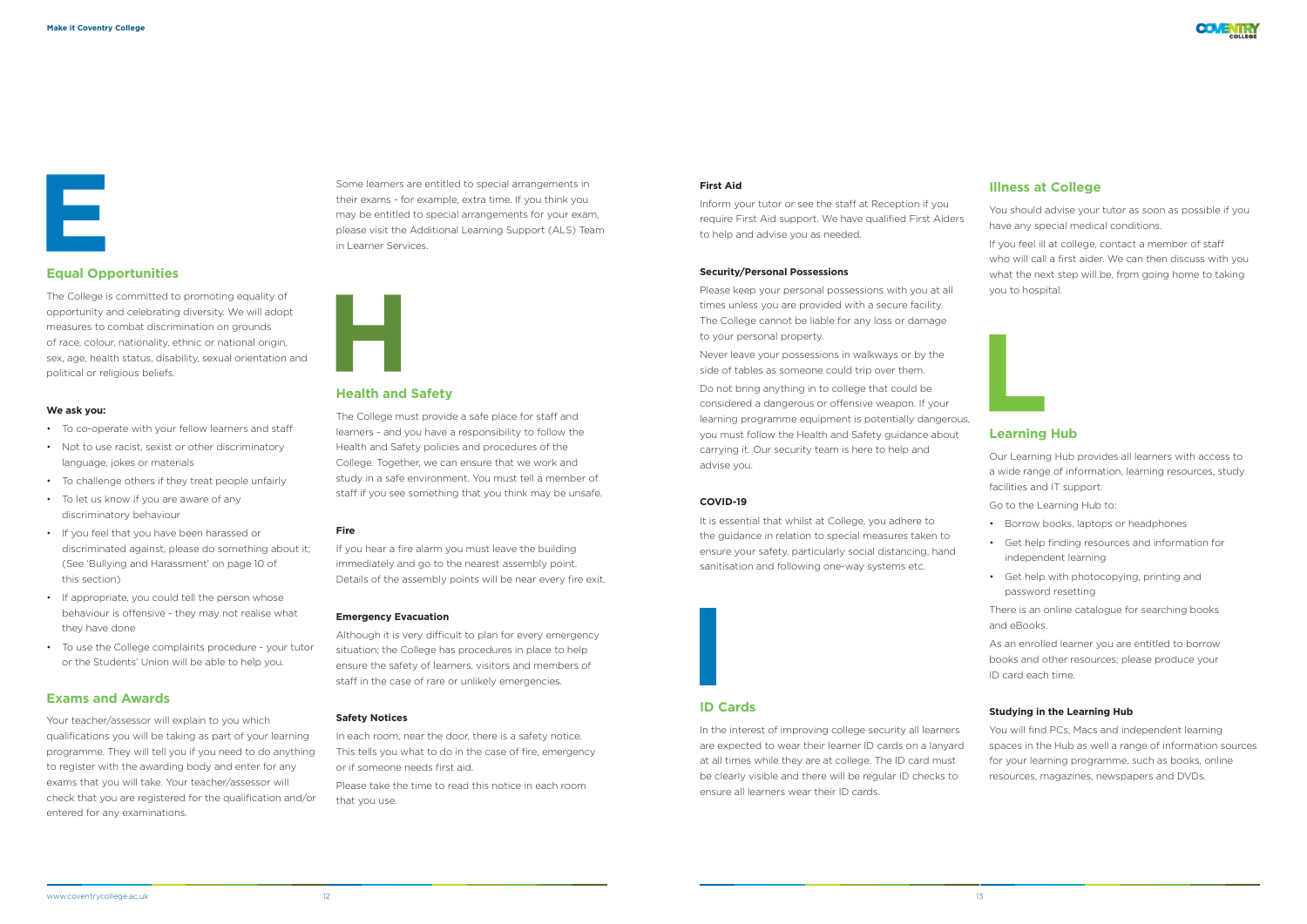# E

## Equal Opportunities

The College is committed to promoting equality of opportunity and celebrating diversity. We will adopt measures to combat discrimination on grounds of race, colour, nationality, ethnic or national origin, sex, age, health status, disability, sexual orientation and political or religious beliefs.

**We ask you:**

- To co-operate with your fellow learners and staff
- Not to use racist, sexist or other discriminatory language, jokes or materials
- To challenge others if they treat people unfairly
- To let us know if you are aware of any discriminatory behaviour
- If you feel that you have been harassed or discriminated against, please do something about it; (See 'Bullying and Harassment' on page 10 of this section)
- If appropriate, you could tell the person whose behaviour is offensive - they may not realise what they have done
- To use the College complaints procedure - your tutor or the Students' Union will be able to help you.

## Exams and Awards

Your teacher/assessor will explain to you which qualifications you will be taking as part of your learning programme. They will tell you if you need to do anything to register with the awarding body and enter for any exams that you will take. Your teacher/assessor will check that you are registered for the qualification and/or entered for any examinations.

Some learners are entitled to special arrangements in their exams - for example, extra time. If you think you may be entitled to special arrangements for your exam, please visit the Additional Learning Support (ALS) Team in Learner Services.

# H

## Health and Safety

The College must provide a safe place for staff and learners - and you have a responsibility to follow the Health and Safety policies and procedures of the College. Together, we can ensure that we work and study in a safe environment. You must tell a member of staff if you see something that you think may be unsafe.

**Fire**

If you hear a fire alarm you must leave the building immediately and go to the nearest assembly point. Details of the assembly points will be near every fire exit.

**Emergency Evacuation**

Although it is very difficult to plan for every emergency situation; the College has procedures in place to help ensure the safety of learners, visitors and members of staff in the case of rare or unlikely emergencies.

**Safety Notices**

In each room, near the door, there is a safety notice. This tells you what to do in the case of fire, emergency or if someone needs first aid.

Please take the time to read this notice in each room that you use.

**First Aid**

Inform your tutor or see the staff at Reception if you require First Aid support. We have qualified First Aiders to help and advise you as needed.

**Security/Personal Possessions**

Please keep your personal possessions with you at all times unless you are provided with a secure facility. The College cannot be liable for any loss or damage to your personal property.

Never leave your possessions in walkways or by the side of tables as someone could trip over them.

Do not bring anything in to college that could be considered a dangerous or offensive weapon. If your learning programme equipment is potentially dangerous, you must follow the Health and Safety guidance about carrying it. Our security team is here to help and advise you.

**COVID-19**

It is essential that whilst at College, you adhere to the guidance in relation to special measures taken to ensure your safety, particularly social distancing, hand sanitisation and following one-way systems etc.

# I

## ID Cards

In the interest of improving college security all learners are expected to wear their learner ID cards on a lanyard at all times while they are at college. The ID card must be clearly visible and there will be regular ID checks to ensure all learners wear their ID cards.

## Illness at College

You should advise your tutor as soon as possible if you have any special medical conditions.

If you feel ill at college, contact a member of staff who will call a first aider. We can then discuss with you what the next step will be, from going home to taking you to hospital.

# L

## Learning Hub

Our Learning Hub provides all learners with access to a wide range of information, learning resources, study facilities and IT support.

Go to the Learning Hub to:

- Borrow books, laptops or headphones
- Get help finding resources and information for independent learning
- Get help with photocopying, printing and password resetting

There is an online catalogue for searching books and eBooks.

As an enrolled learner you are entitled to borrow books and other resources; please produce your ID card each time.

**Studying in the Learning Hub**

You will find PCs, Macs and independent learning spaces in the Hub as well a range of information sources for your learning programme, such as books, online resources, magazines, newspapers and DVDs.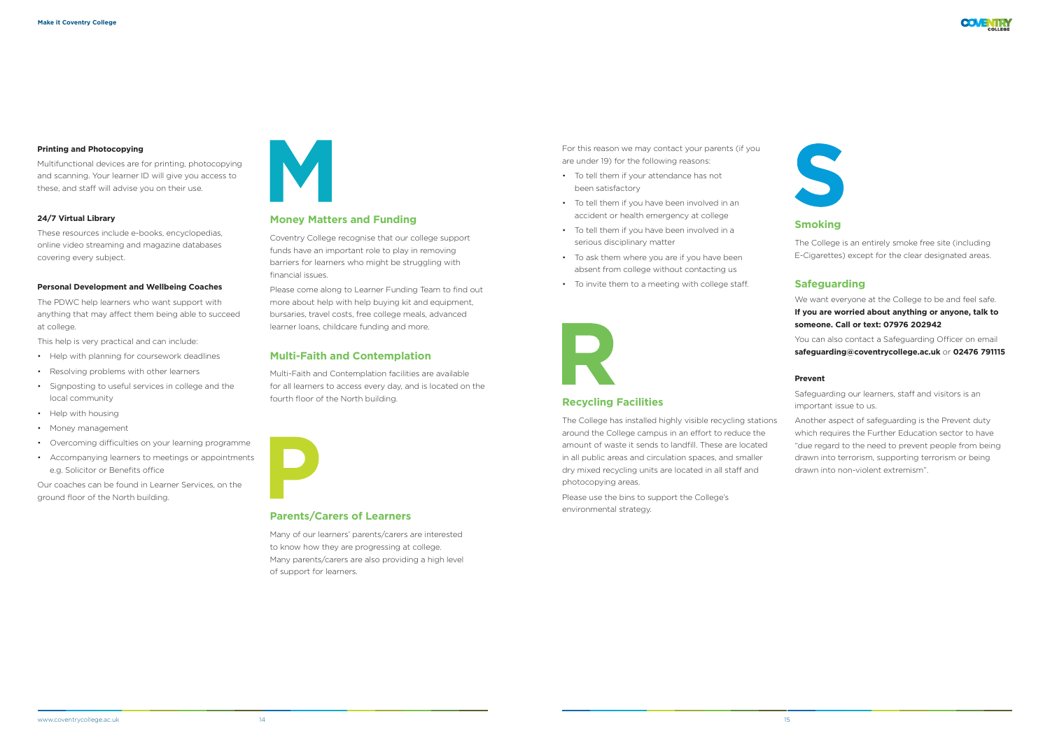#### Printing and Photocopying

Multifunctional devices are for printing, photocopying and scanning. Your learner ID will give you access to these, and staff will advise you on their use.

#### 24/7 Virtual Library

These resources include e-books, encyclopedias, online video streaming and magazine databases covering every subject.

#### Personal Development and Wellbeing Coaches

The PDWC help learners who want support with anything that may affect them being able to succeed at college.

This help is very practical and can include:

- Help with planning for coursework deadlines
- Resolving problems with other learners
- Signposting to useful services in college and the local community
- Help with housing
- Money management
- Overcoming difficulties on your learning programme
- Accompanying learners to meetings or appointments e.g. Solicitor or Benefits office

Our coaches can be found in Learner Services, on the ground floor of the North building.

# M

## Money Matters and Funding

Coventry College recognise that our college support funds have an important role to play in removing barriers for learners who might be struggling with financial issues.

Please come along to Learner Funding Team to find out more about help with help buying kit and equipment, bursaries, travel costs, free college meals, advanced learner loans, childcare funding and more.

## Multi-Faith and Contemplation

Multi-Faith and Contemplation facilities are available for all learners to access every day, and is located on the fourth floor of the North building.

# P

## Parents/Carers of Learners

Many of our learners' parents/carers are interested to know how they are progressing at college. Many parents/carers are also providing a high level of support for learners.

For this reason we may contact your parents (if you are under 19) for the following reasons:

- To tell them if your attendance has not been satisfactory
- To tell them if you have been involved in an accident or health emergency at college
- To tell them if you have been involved in a serious disciplinary matter
- To ask them where you are if you have been absent from college without contacting us
- To invite them to a meeting with college staff.

# R

## Recycling Facilities

The College has installed highly visible recycling stations around the College campus in an effort to reduce the amount of waste it sends to landfill. These are located in all public areas and circulation spaces, and smaller dry mixed recycling units are located in all staff and photocopying areas.

Please use the bins to support the College's environmental strategy.

# S

## Smoking

The College is an entirely smoke free site (including E-Cigarettes) except for the clear designated areas.

## Safeguarding

We want everyone at the College to be and feel safe. **If you are worried about anything or anyone, talk to someone. Call or text: 07976 202942**

You can also contact a Safeguarding Officer on email **safeguarding@coventrycollege.ac.uk** or **02476 791115**

#### Prevent

Safeguarding our learners, staff and visitors is an important issue to us.

Another aspect of safeguarding is the Prevent duty which requires the Further Education sector to have "due regard to the need to prevent people from being drawn into terrorism, supporting terrorism or being drawn into non-violent extremism".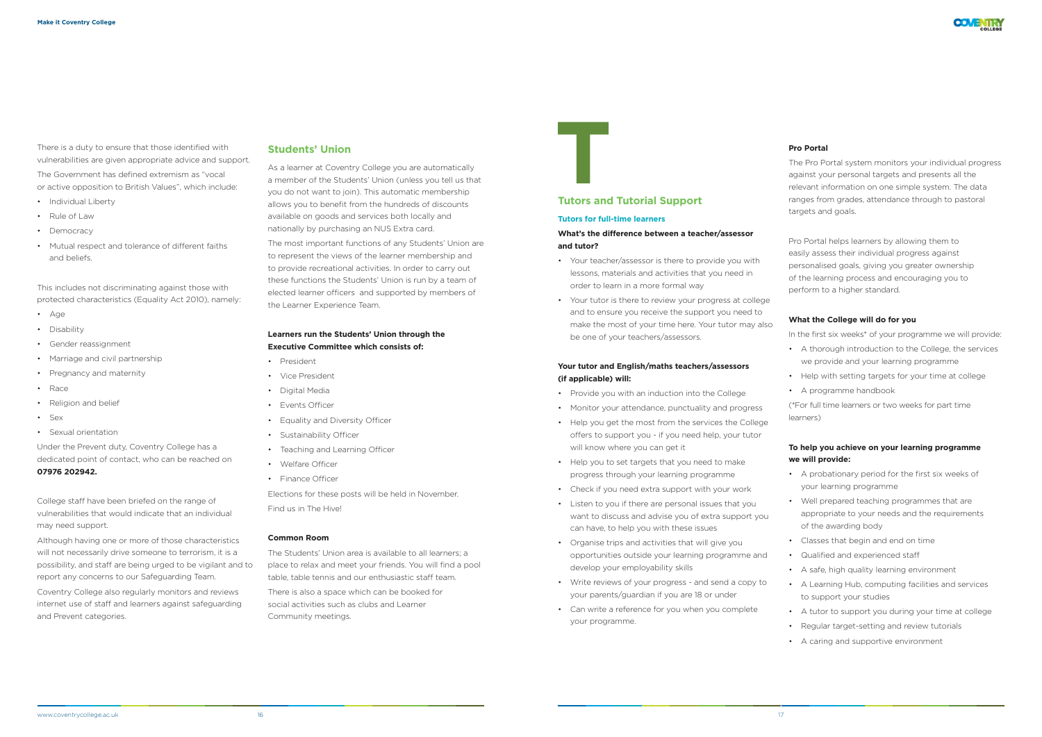There is a duty to ensure that those identified with vulnerabilities are given appropriate advice and support.

The Government has defined extremism as "vocal or active opposition to British Values", which include:

- Individual Liberty
- Rule of Law
- Democracy
- Mutual respect and tolerance of different faiths and beliefs.

This includes not discriminating against those with protected characteristics (Equality Act 2010), namely:

- Age
- Disability
- Gender reassignment
- Marriage and civil partnership
- Pregnancy and maternity
- Race
- Religion and belief
- Sex
- Sexual orientation

Under the Prevent duty, Coventry College has a dedicated point of contact, who can be reached on **07976 202942.**

College staff have been briefed on the range of vulnerabilities that would indicate that an individual may need support.

Although having one or more of those characteristics will not necessarily drive someone to terrorism, it is a possibility, and staff are being urged to be vigilant and to report any concerns to our Safeguarding Team.

Coventry College also regularly monitors and reviews internet use of staff and learners against safeguarding and Prevent categories.

## Students' Union

As a learner at Coventry College you are automatically a member of the Students' Union (unless you tell us that you do not want to join). This automatic membership allows you to benefit from the hundreds of discounts available on goods and services both locally and nationally by purchasing an NUS Extra card.

The most important functions of any Students' Union are to represent the views of the learner membership and to provide recreational activities. In order to carry out these functions the Students' Union is run by a team of elected learner officers and supported by members of the Learner Experience Team.

**Learners run the Students' Union through the Executive Committee which consists of:**

- President
- Vice President
- Digital Media
- Events Officer
- Equality and Diversity Officer
- Sustainability Officer
- Teaching and Learning Officer
- Welfare Officer
- Finance Officer

Elections for these posts will be held in November.
Find us in The Hive!

**Common Room**

The Students' Union area is available to all learners; a place to relax and meet your friends. You will find a pool table, table tennis and our enthusiastic staff team.

There is also a space which can be booked for social activities such as clubs and Learner Community meetings.

# T

## Tutors and Tutorial Support

### Tutors for full-time learners

**What's the difference between a teacher/assessor and tutor?**

- Your teacher/assessor is there to provide you with lessons, materials and activities that you need in order to learn in a more formal way
- Your tutor is there to review your progress at college and to ensure you receive the support you need to make the most of your time here. Your tutor may also be one of your teachers/assessors.

**Your tutor and English/maths teachers/assessors (if applicable) will:**

- Provide you with an induction into the College
- Monitor your attendance, punctuality and progress
- Help you get the most from the services the College offers to support you - if you need help, your tutor will know where you can get it
- Help you to set targets that you need to make progress through your learning programme
- Check if you need extra support with your work
- Listen to you if there are personal issues that you want to discuss and advise you of extra support you can have, to help you with these issues
- Organise trips and activities that will give you opportunities outside your learning programme and develop your employability skills
- Write reviews of your progress - and send a copy to your parents/guardian if you are 18 or under
- Can write a reference for you when you complete your programme.

**Pro Portal**

The Pro Portal system monitors your individual progress against your personal targets and presents all the relevant information on one simple system. The data ranges from grades, attendance through to pastoral targets and goals.

Pro Portal helps learners by allowing them to easily assess their individual progress against personalised goals, giving you greater ownership of the learning process and encouraging you to perform to a higher standard.

**What the College will do for you**

In the first six weeks* of your programme we will provide:

- A thorough introduction to the College, the services we provide and your learning programme
- Help with setting targets for your time at college
- A programme handbook

(*For full time learners or two weeks for part time learners)

**To help you achieve on your learning programme we will provide:**

- A probationary period for the first six weeks of your learning programme
- Well prepared teaching programmes that are appropriate to your needs and the requirements of the awarding body
- Classes that begin and end on time
- Qualified and experienced staff
- A safe, high quality learning environment
- A Learning Hub, computing facilities and services to support your studies
- A tutor to support you during your time at college
- Regular target-setting and review tutorials
- A caring and supportive environment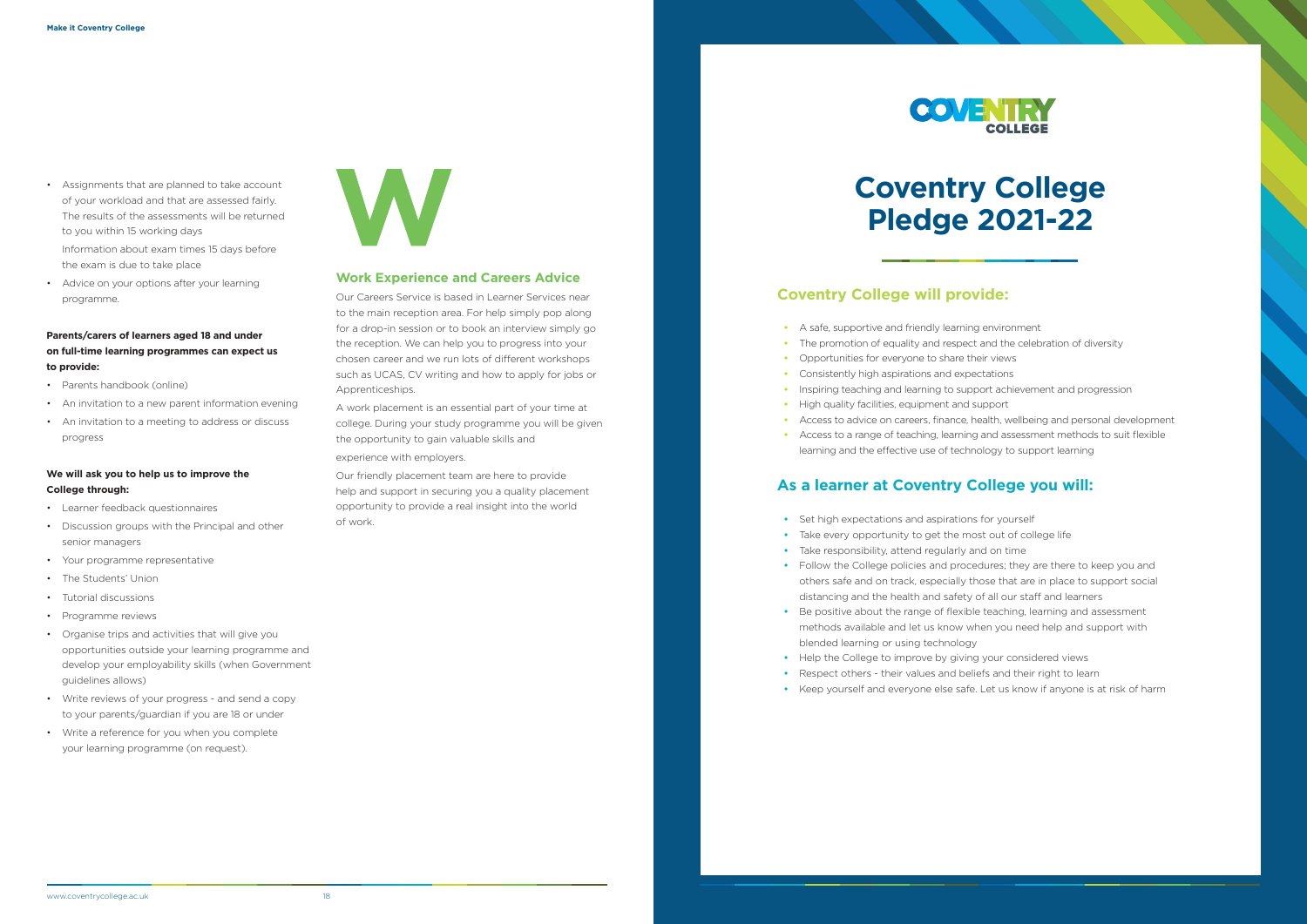- Assignments that are planned to take account of your workload and that are assessed fairly. The results of the assessments will be returned to you within 15 working days

  Information about exam times 15 days before the exam is due to take place
- Advice on your options after your learning programme.

**Parents/carers of learners aged 18 and under on full-time learning programmes can expect us to provide:**

- Parents handbook (online)
- An invitation to a new parent information evening
- An invitation to a meeting to address or discuss progress

**We will ask you to help us to improve the College through:**

- Learner feedback questionnaires
- Discussion groups with the Principal and other senior managers
- Your programme representative
- The Students' Union
- Tutorial discussions
- Programme reviews
- Organise trips and activities that will give you opportunities outside your learning programme and develop your employability skills (when Government guidelines allows)
- Write reviews of your progress - and send a copy to your parents/guardian if you are 18 or under
- Write a reference for you when you complete your learning programme (on request).

# W

## Work Experience and Careers Advice

Our Careers Service is based in Learner Services near to the main reception area. For help simply pop along for a drop-in session or to book an interview simply go the reception. We can help you to progress into your chosen career and we run lots of different workshops such as UCAS, CV writing and how to apply for jobs or Apprenticeships.

A work placement is an essential part of your time at college. During your study programme you will be given the opportunity to gain valuable skills and experience with employers.

Our friendly placement team are here to provide help and support in securing you a quality placement opportunity to provide a real insight into the world of work.

# Coventry College Pledge 2021-22

## Coventry College will provide:

- A safe, supportive and friendly learning environment
- The promotion of equality and respect and the celebration of diversity
- Opportunities for everyone to share their views
- Consistently high aspirations and expectations
- Inspiring teaching and learning to support achievement and progression
- High quality facilities, equipment and support
- Access to advice on careers, finance, health, wellbeing and personal development
- Access to a range of teaching, learning and assessment methods to suit flexible learning and the effective use of technology to support learning

## As a learner at Coventry College you will:

- Set high expectations and aspirations for yourself
- Take every opportunity to get the most out of college life
- Take responsibility, attend regularly and on time
- Follow the College policies and procedures; they are there to keep you and others safe and on track, especially those that are in place to support social distancing and the health and safety of all our staff and learners
- Be positive about the range of flexible teaching, learning and assessment methods available and let us know when you need help and support with blended learning or using technology
- Help the College to improve by giving your considered views
- Respect others - their values and beliefs and their right to learn
- Keep yourself and everyone else safe. Let us know if anyone is at risk of harm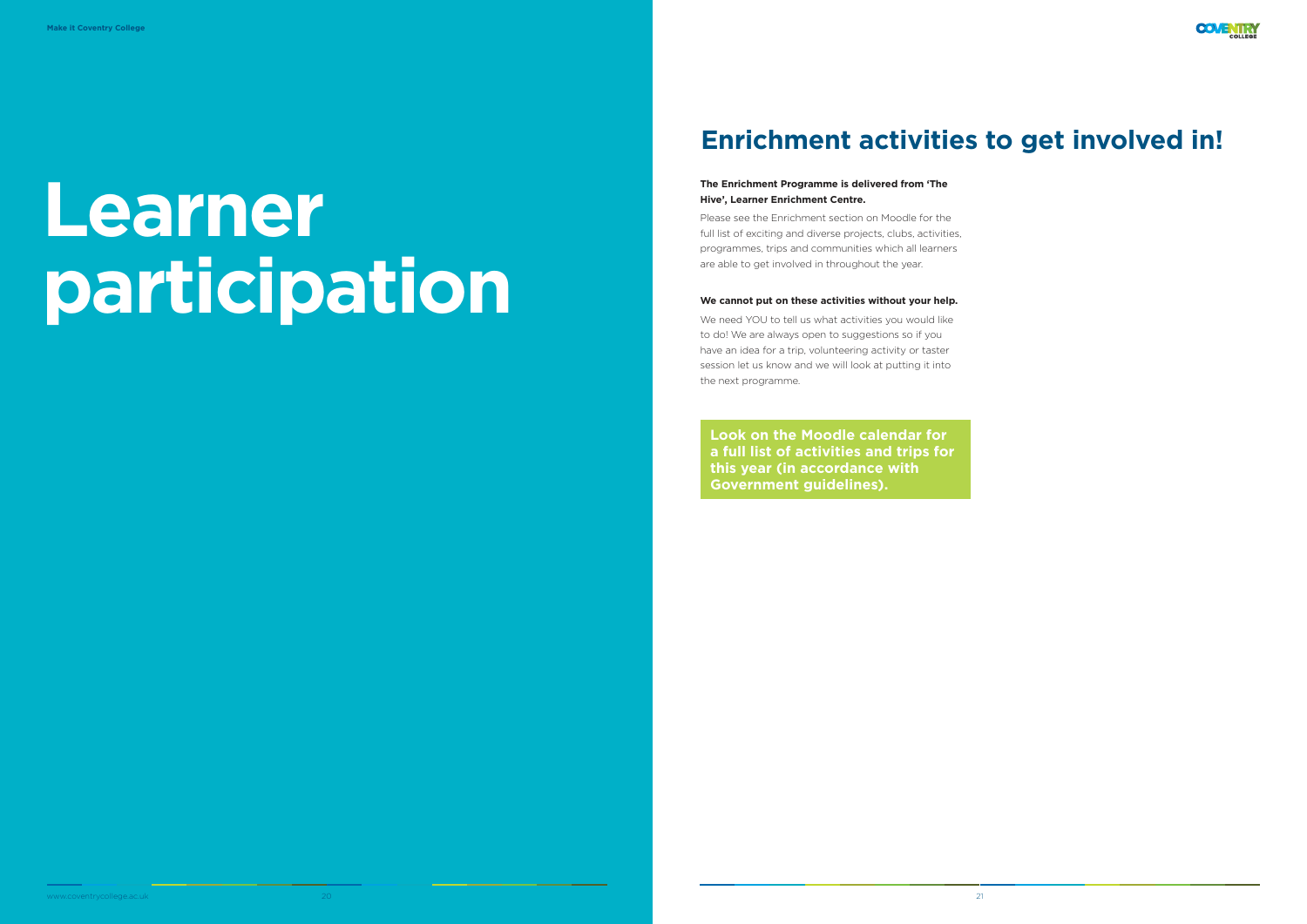# Learner participation

## Enrichment activities to get involved in!

**The Enrichment Programme is delivered from 'The Hive', Learner Enrichment Centre.**

Please see the Enrichment section on Moodle for the full list of exciting and diverse projects, clubs, activities, programmes, trips and communities which all learners are able to get involved in throughout the year.

**We cannot put on these activities without your help.**

We need YOU to tell us what activities you would like to do! We are always open to suggestions so if you have an idea for a trip, volunteering activity or taster session let us know and we will look at putting it into the next programme.

**Look on the Moodle calendar for a full list of activities and trips for this year (in accordance with Government guidelines).**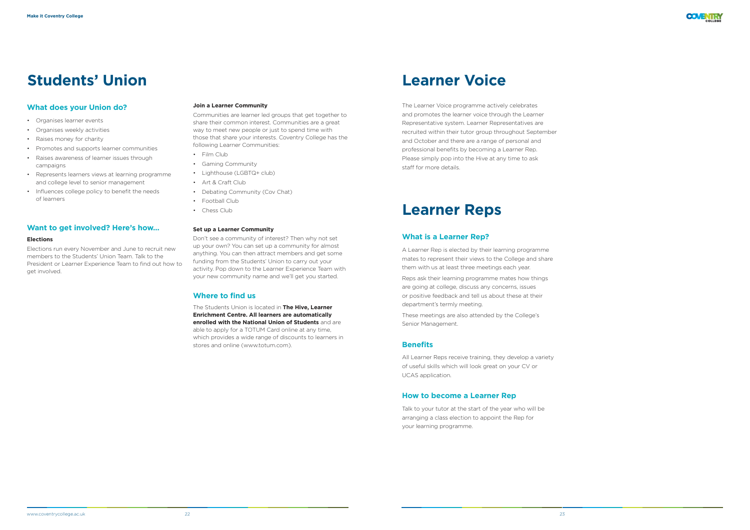# Students' Union

## What does your Union do?

- Organises learner events
- Organises weekly activities
- Raises money for charity
- Promotes and supports learner communities
- Raises awareness of learner issues through campaigns
- Represents learners views at learning programme and college level to senior management
- Influences college policy to benefit the needs of learners

## Want to get involved? Here's how...

**Elections**

Elections run every November and June to recruit new members to the Students' Union Team. Talk to the President or Learner Experience Team to find out how to get involved.

**Join a Learner Community**

Communities are learner led groups that get together to share their common interest. Communities are a great way to meet new people or just to spend time with those that share your interests. Coventry College has the following Learner Communities:

- Film Club
- Gaming Community
- Lighthouse (LGBTQ+ club)
- Art & Craft Club
- Debating Community (Cov Chat)
- Football Club
- Chess Club

**Set up a Learner Community**

Don't see a community of interest? Then why not set up your own? You can set up a community for almost anything. You can then attract members and get some funding from the Students' Union to carry out your activity. Pop down to the Learner Experience Team with your new community name and we'll get you started.

## Where to find us

The Students Union is located in **The Hive, Learner Enrichment Centre. All learners are automatically enrolled with the National Union of Students** and are able to apply for a TOTUM Card online at any time, which provides a wide range of discounts to learners in stores and online (www.totum.com).

# Learner Voice

The Learner Voice programme actively celebrates and promotes the learner voice through the Learner Representative system. Learner Representatives are recruited within their tutor group throughout September and October and there are a range of personal and professional benefits by becoming a Learner Rep. Please simply pop into the Hive at any time to ask staff for more details.

# Learner Reps

## What is a Learner Rep?

A Learner Rep is elected by their learning programme mates to represent their views to the College and share them with us at least three meetings each year.

Reps ask their learning programme mates how things are going at college, discuss any concerns, issues or positive feedback and tell us about these at their department's termly meeting.

These meetings are also attended by the College's Senior Management.

## Benefits

All Learner Reps receive training, they develop a variety of useful skills which will look great on your CV or UCAS application.

## How to become a Learner Rep

Talk to your tutor at the start of the year who will be arranging a class election to appoint the Rep for your learning programme.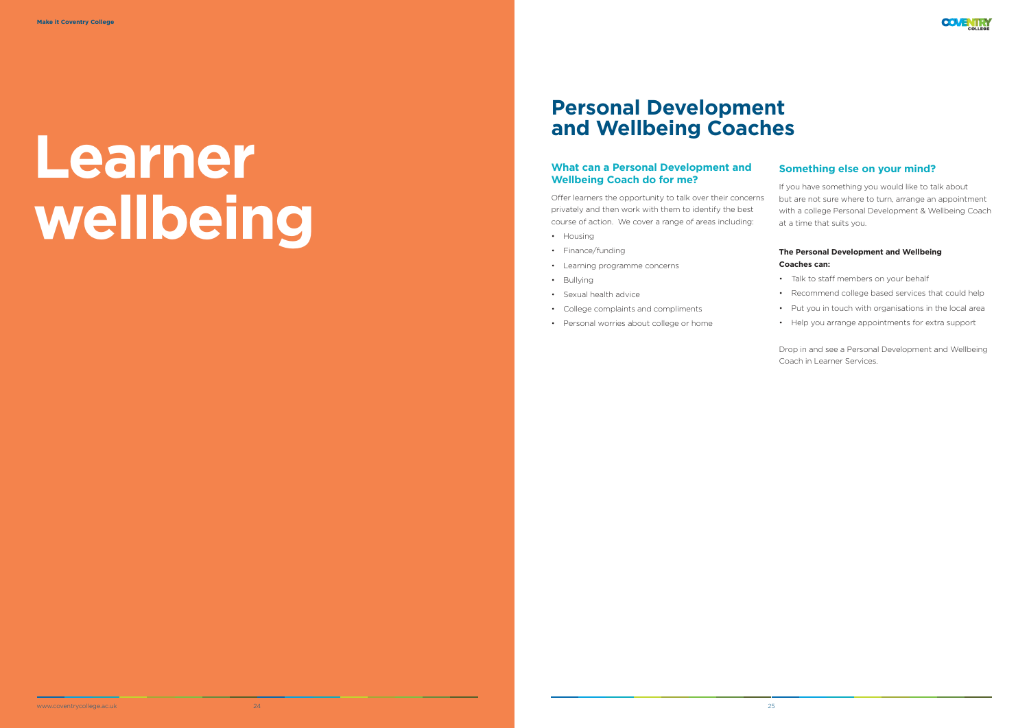# Learner wellbeing

## Personal Development and Wellbeing Coaches

### What can a Personal Development and Wellbeing Coach do for me?

Offer learners the opportunity to talk over their concerns privately and then work with them to identify the best course of action. We cover a range of areas including:

- Housing
- Finance/funding
- Learning programme concerns
- Bullying
- Sexual health advice
- College complaints and compliments
- Personal worries about college or home

### Something else on your mind?

If you have something you would like to talk about but are not sure where to turn, arrange an appointment with a college Personal Development & Wellbeing Coach at a time that suits you.

**The Personal Development and Wellbeing Coaches can:**

- Talk to staff members on your behalf
- Recommend college based services that could help
- Put you in touch with organisations in the local area
- Help you arrange appointments for extra support

Drop in and see a Personal Development and Wellbeing Coach in Learner Services.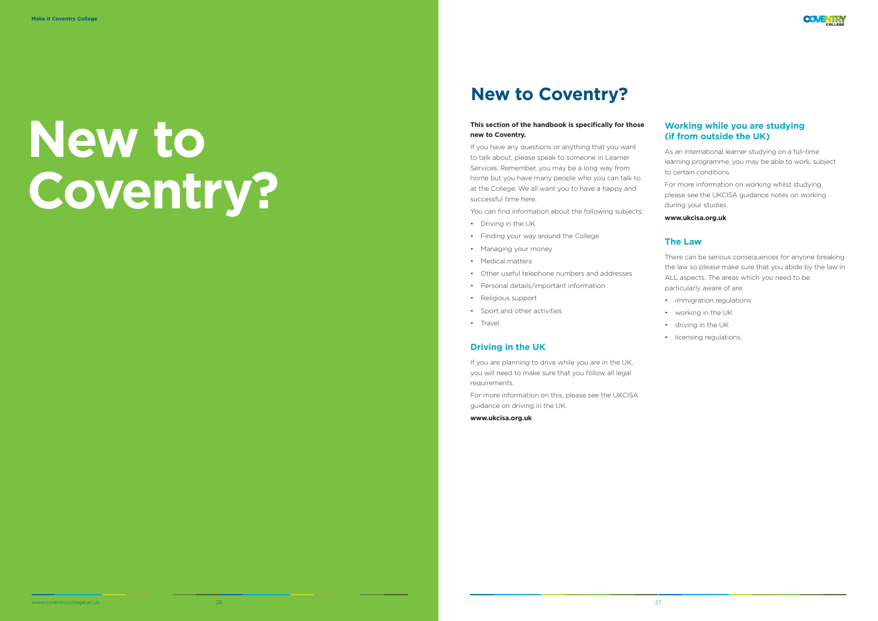# New to Coventry?

## New to Coventry?

**This section of the handbook is specifically for those new to Coventry.**

If you have any questions or anything that you want to talk about, please speak to someone in Learner Services. Remember, you may be a long way from home but you have many people who you can talk to at the College. We all want you to have a happy and successful time here.

You can find information about the following subjects:

- Driving in the UK
- Finding your way around the College
- Managing your money
- Medical matters
- Other useful telephone numbers and addresses
- Personal details/important information
- Religious support
- Sport and other activities
- Travel

### Driving in the UK

If you are planning to drive while you are in the UK, you will need to make sure that you follow all legal requirements.

For more information on this, please see the UKCISA guidance on driving in the UK.

**www.ukcisa.org.uk**

### Working while you are studying (if from outside the UK)

As an international learner studying on a full-time learning programme, you may be able to work, subject to certain conditions.

For more information on working whilst studying, please see the UKCISA guidance notes on working during your studies.

**www.ukcisa.org.uk**

### The Law

There can be serious consequences for anyone breaking the law so please make sure that you abide by the law in ALL aspects. The areas which you need to be particularly aware of are:

- immigration regulations
- working in the UK
- driving in the UK
- licensing regulations.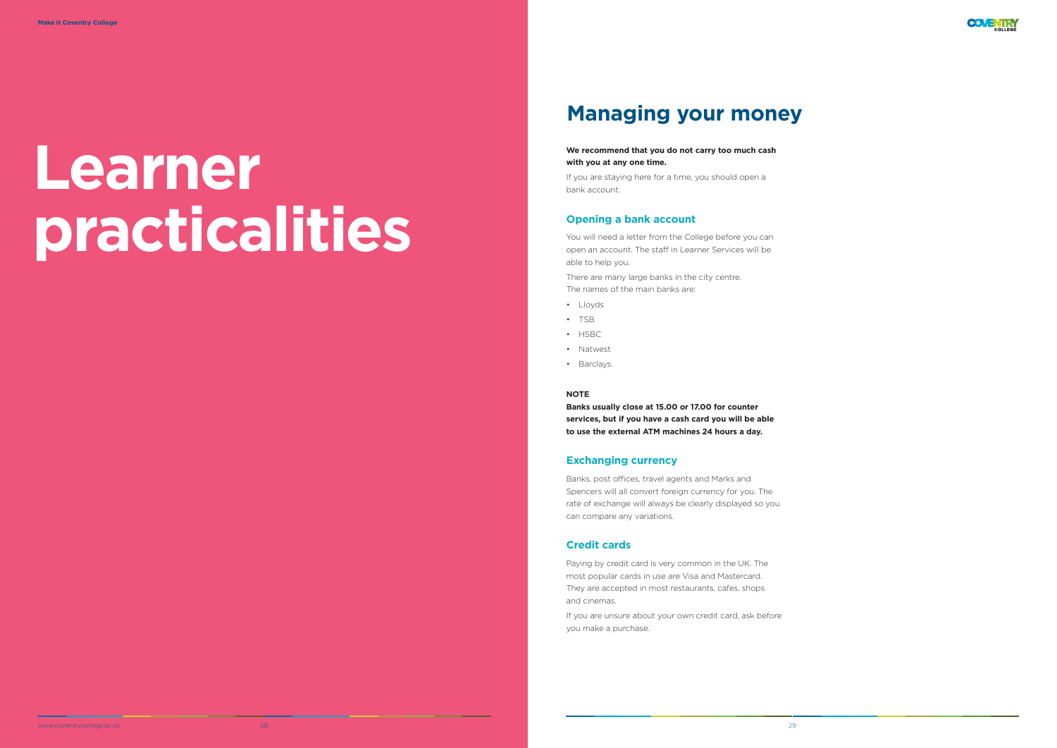# Learner practicalities

## Managing your money

**We recommend that you do not carry too much cash with you at any one time.**

If you are staying here for a time, you should open a bank account.

### Opening a bank account

You will need a letter from the College before you can open an account. The staff in Learner Services will be able to help you.

There are many large banks in the city centre. The names of the main banks are:

- Lloyds
- TSB
- HSBC
- Natwest
- Barclays.

**NOTE**

**Banks usually close at 15.00 or 17.00 for counter services, but if you have a cash card you will be able to use the external ATM machines 24 hours a day.**

### Exchanging currency

Banks, post offices, travel agents and Marks and Spencers will all convert foreign currency for you. The rate of exchange will always be clearly displayed so you can compare any variations.

### Credit cards

Paying by credit card is very common in the UK. The most popular cards in use are Visa and Mastercard. They are accepted in most restaurants, cafes, shops and cinemas.

If you are unsure about your own credit card, ask before you make a purchase.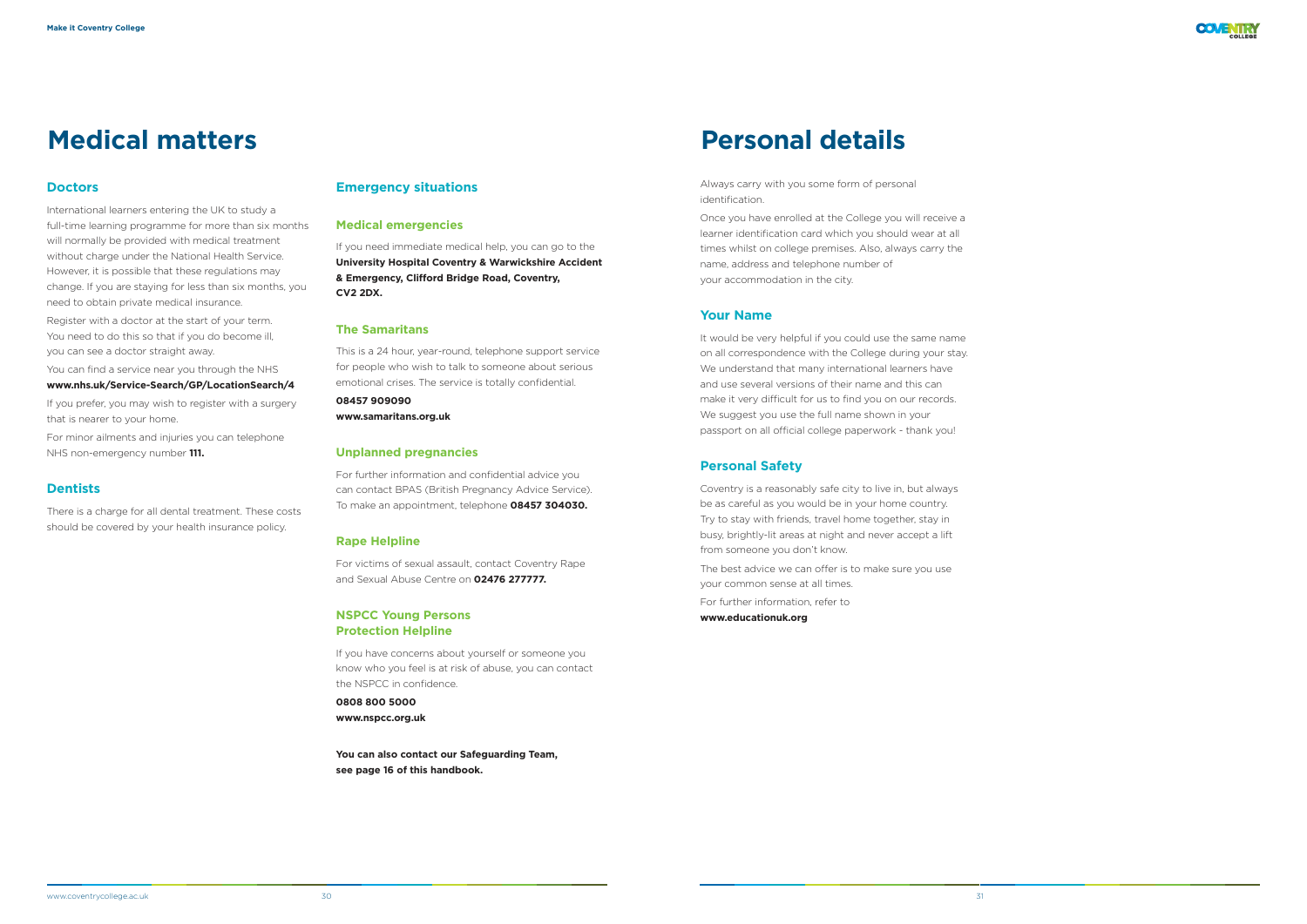# Medical matters

## Doctors

International learners entering the UK to study a full-time learning programme for more than six months will normally be provided with medical treatment without charge under the National Health Service. However, it is possible that these regulations may change. If you are staying for less than six months, you need to obtain private medical insurance.

Register with a doctor at the start of your term. You need to do this so that if you do become ill, you can see a doctor straight away.

You can find a service near you through the NHS **www.nhs.uk/Service-Search/GP/LocationSearch/4**

If you prefer, you may wish to register with a surgery that is nearer to your home.

For minor ailments and injuries you can telephone NHS non-emergency number **111.**

## Dentists

There is a charge for all dental treatment. These costs should be covered by your health insurance policy.

## Emergency situations

### Medical emergencies

If you need immediate medical help, you can go to the **University Hospital Coventry & Warwickshire Accident & Emergency, Clifford Bridge Road, Coventry, CV2 2DX.**

### The Samaritans

This is a 24 hour, year-round, telephone support service for people who wish to talk to someone about serious emotional crises. The service is totally confidential.

**08457 909090**
**www.samaritans.org.uk**

### Unplanned pregnancies

For further information and confidential advice you can contact BPAS (British Pregnancy Advice Service). To make an appointment, telephone **08457 304030.**

### Rape Helpline

For victims of sexual assault, contact Coventry Rape and Sexual Abuse Centre on **02476 277777.**

### NSPCC Young Persons Protection Helpline

If you have concerns about yourself or someone you know who you feel is at risk of abuse, you can contact the NSPCC in confidence.

**0808 800 5000**
**www.nspcc.org.uk**

**You can also contact our Safeguarding Team, see page 16 of this handbook.**

# Personal details

Always carry with you some form of personal identification.

Once you have enrolled at the College you will receive a learner identification card which you should wear at all times whilst on college premises. Also, always carry the name, address and telephone number of your accommodation in the city.

## Your Name

It would be very helpful if you could use the same name on all correspondence with the College during your stay. We understand that many international learners have and use several versions of their name and this can make it very difficult for us to find you on our records. We suggest you use the full name shown in your passport on all official college paperwork - thank you!

## Personal Safety

Coventry is a reasonably safe city to live in, but always be as careful as you would be in your home country. Try to stay with friends, travel home together, stay in busy, brightly-lit areas at night and never accept a lift from someone you don't know.

The best advice we can offer is to make sure you use your common sense at all times.

For further information, refer to
**www.educationuk.org**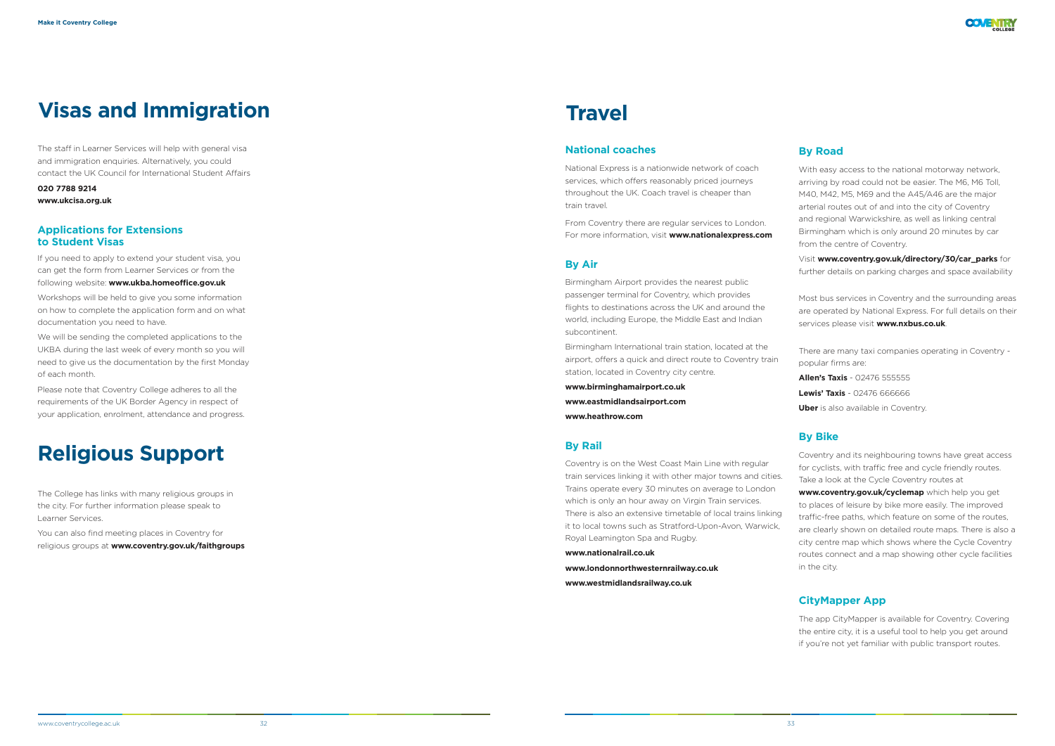# Visas and Immigration

The staff in Learner Services will help with general visa and immigration enquiries. Alternatively, you could contact the UK Council for International Student Affairs

**020 7788 9214**
**www.ukcisa.org.uk**

### Applications for Extensions to Student Visas

If you need to apply to extend your student visa, you can get the form from Learner Services or from the following website: **www.ukba.homeoffice.gov.uk**

Workshops will be held to give you some information on how to complete the application form and on what documentation you need to have.

We will be sending the completed applications to the UKBA during the last week of every month so you will need to give us the documentation by the first Monday of each month.

Please note that Coventry College adheres to all the requirements of the UK Border Agency in respect of your application, enrolment, attendance and progress.

# Religious Support

The College has links with many religious groups in the city. For further information please speak to Learner Services.

You can also find meeting places in Coventry for religious groups at **www.coventry.gov.uk/faithgroups**

# Travel

### National coaches

National Express is a nationwide network of coach services, which offers reasonably priced journeys throughout the UK. Coach travel is cheaper than train travel.

From Coventry there are regular services to London. For more information, visit **www.nationalexpress.com**

### By Air

Birmingham Airport provides the nearest public passenger terminal for Coventry, which provides flights to destinations across the UK and around the world, including Europe, the Middle East and Indian subcontinent.

Birmingham International train station, located at the airport, offers a quick and direct route to Coventry train station, located in Coventry city centre.

**www.birminghamairport.co.uk**

**www.eastmidlandsairport.com**

**www.heathrow.com**

### By Rail

Coventry is on the West Coast Main Line with regular train services linking it with other major towns and cities. Trains operate every 30 minutes on average to London which is only an hour away on Virgin Train services. There is also an extensive timetable of local trains linking it to local towns such as Stratford-Upon-Avon, Warwick, Royal Leamington Spa and Rugby.

**www.nationalrail.co.uk**

**www.londonnorthwesternrailway.co.uk**

**www.westmidlandsrailway.co.uk**

### By Road

With easy access to the national motorway network, arriving by road could not be easier. The M6, M6 Toll, M40, M42, M5, M69 and the A45/A46 are the major arterial routes out of and into the city of Coventry and regional Warwickshire, as well as linking central Birmingham which is only around 20 minutes by car from the centre of Coventry.

Visit **www.coventry.gov.uk/directory/30/car_parks** for further details on parking charges and space availability

Most bus services in Coventry and the surrounding areas are operated by National Express. For full details on their services please visit **www.nxbus.co.uk**.

There are many taxi companies operating in Coventry - popular firms are:

**Allen's Taxis** - 02476 555555

**Lewis' Taxis** - 02476 666666

**Uber** is also available in Coventry.

### By Bike

Coventry and its neighbouring towns have great access for cyclists, with traffic free and cycle friendly routes. Take a look at the Cycle Coventry routes at **www.coventry.gov.uk/cyclemap** which help you get to places of leisure by bike more easily. The improved traffic-free paths, which feature on some of the routes, are clearly shown on detailed route maps. There is also a city centre map which shows where the Cycle Coventry routes connect and a map showing other cycle facilities in the city.

### CityMapper App

The app CityMapper is available for Coventry. Covering the entire city, it is a useful tool to help you get around if you're not yet familiar with public transport routes.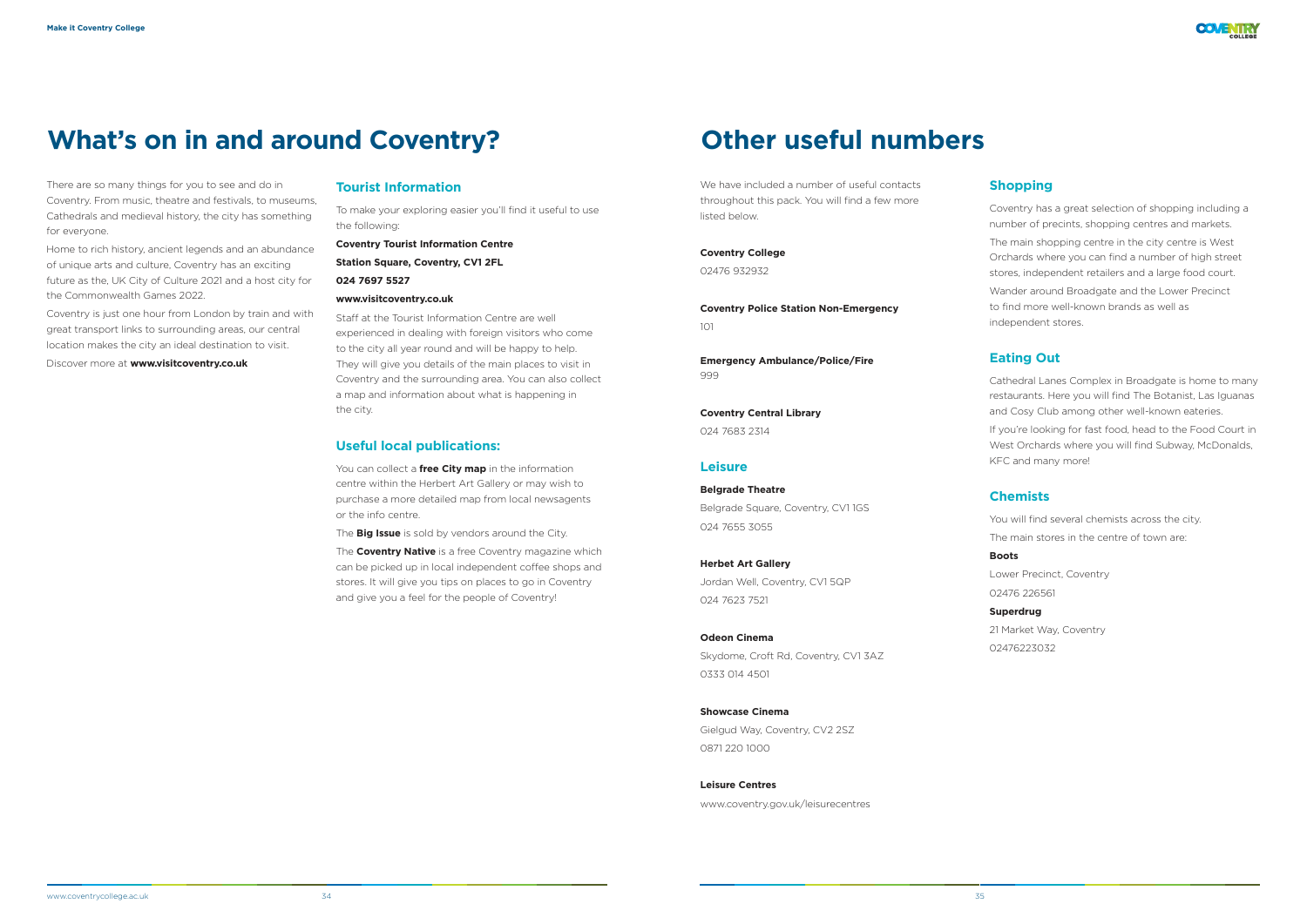# What's on in and around Coventry?

There are so many things for you to see and do in Coventry. From music, theatre and festivals, to museums, Cathedrals and medieval history, the city has something for everyone.

Home to rich history, ancient legends and an abundance of unique arts and culture, Coventry has an exciting future as the, UK City of Culture 2021 and a host city for the Commonwealth Games 2022.

Coventry is just one hour from London by train and with great transport links to surrounding areas, our central location makes the city an ideal destination to visit.

Discover more at **www.visitcoventry.co.uk**

## Tourist Information

To make your exploring easier you'll find it useful to use the following:

**Coventry Tourist Information Centre**

**Station Square, Coventry, CV1 2FL**

**024 7697 5527**

**www.visitcoventry.co.uk**

Staff at the Tourist Information Centre are well experienced in dealing with foreign visitors who come to the city all year round and will be happy to help. They will give you details of the main places to visit in Coventry and the surrounding area. You can also collect a map and information about what is happening in the city.

## Useful local publications:

You can collect a **free City map** in the information centre within the Herbert Art Gallery or may wish to purchase a more detailed map from local newsagents or the info centre.

The **Big Issue** is sold by vendors around the City.

The **Coventry Native** is a free Coventry magazine which can be picked up in local independent coffee shops and stores. It will give you tips on places to go in Coventry and give you a feel for the people of Coventry!

# Other useful numbers

We have included a number of useful contacts throughout this pack. You will find a few more listed below.

**Coventry College**
02476 932932

**Coventry Police Station Non-Emergency**
101

**Emergency Ambulance/Police/Fire**
999

**Coventry Central Library**
024 7683 2314

## Leisure

**Belgrade Theatre**
Belgrade Square, Coventry, CV1 1GS
024 7655 3055

**Herbet Art Gallery**
Jordan Well, Coventry, CV1 5QP
024 7623 7521

**Odeon Cinema**
Skydome, Croft Rd, Coventry, CV1 3AZ
0333 014 4501

**Showcase Cinema**
Gielgud Way, Coventry, CV2 2SZ
0871 220 1000

**Leisure Centres**
www.coventry.gov.uk/leisurecentres

## Shopping

Coventry has a great selection of shopping including a number of precints, shopping centres and markets.

The main shopping centre in the city centre is West Orchards where you can find a number of high street stores, independent retailers and a large food court.

Wander around Broadgate and the Lower Precinct to find more well-known brands as well as independent stores.

## Eating Out

Cathedral Lanes Complex in Broadgate is home to many restaurants. Here you will find The Botanist, Las Iguanas and Cosy Club among other well-known eateries.

If you're looking for fast food, head to the Food Court in West Orchards where you will find Subway, McDonalds, KFC and many more!

## Chemists

You will find several chemists across the city. The main stores in the centre of town are:

**Boots**
Lower Precinct, Coventry
02476 226561

**Superdrug**
21 Market Way, Coventry
02476223032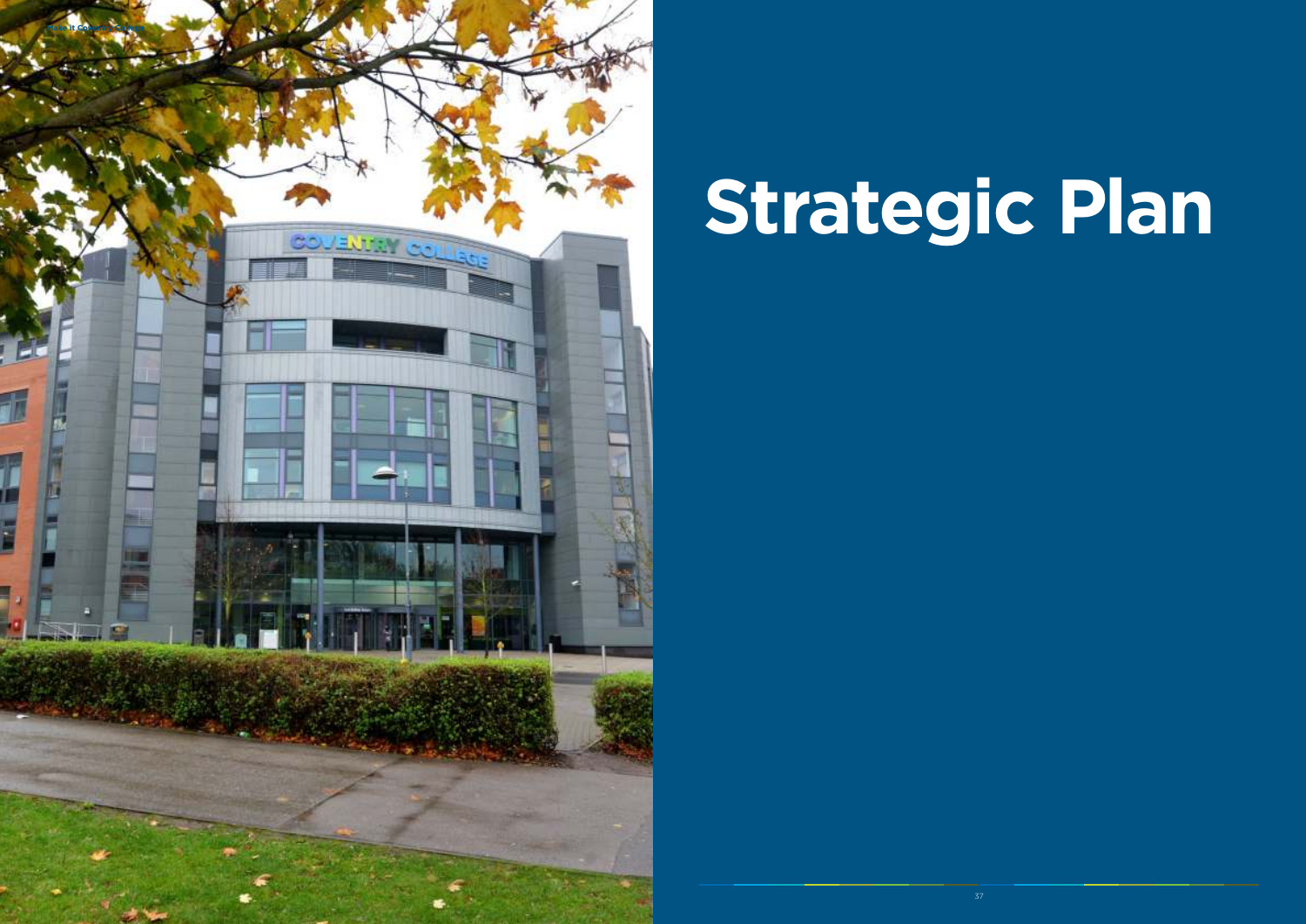# Strategic Plan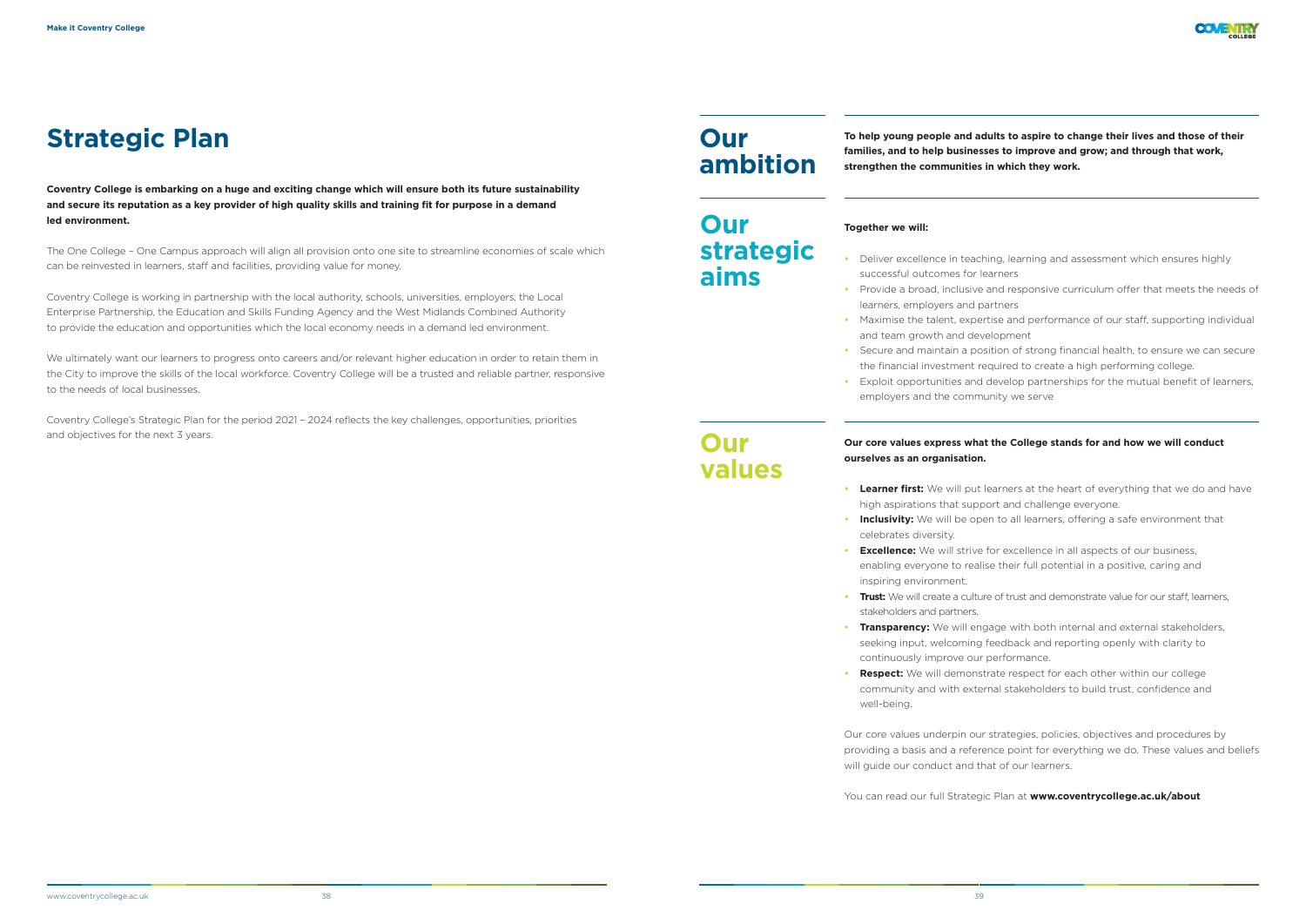# Strategic Plan

**Coventry College is embarking on a huge and exciting change which will ensure both its future sustainability and secure its reputation as a key provider of high quality skills and training fit for purpose in a demand led environment.**

The One College – One Campus approach will align all provision onto one site to streamline economies of scale which can be reinvested in learners, staff and facilities, providing value for money.

Coventry College is working in partnership with the local authority, schools, universities, employers, the Local Enterprise Partnership, the Education and Skills Funding Agency and the West Midlands Combined Authority to provide the education and opportunities which the local economy needs in a demand led environment.

We ultimately want our learners to progress onto careers and/or relevant higher education in order to retain them in the City to improve the skills of the local workforce. Coventry College will be a trusted and reliable partner, responsive to the needs of local businesses.

Coventry College's Strategic Plan for the period 2021 – 2024 reflects the key challenges, opportunities, priorities and objectives for the next 3 years.

## Our ambition

**To help young people and adults to aspire to change their lives and those of their families, and to help businesses to improve and grow; and through that work, strengthen the communities in which they work.**

## Our strategic aims

**Together we will:**

- Deliver excellence in teaching, learning and assessment which ensures highly successful outcomes for learners
- Provide a broad, inclusive and responsive curriculum offer that meets the needs of learners, employers and partners
- Maximise the talent, expertise and performance of our staff, supporting individual and team growth and development
- Secure and maintain a position of strong financial health, to ensure we can secure the financial investment required to create a high performing college.
- Exploit opportunities and develop partnerships for the mutual benefit of learners, employers and the community we serve

## Our values

**Our core values express what the College stands for and how we will conduct ourselves as an organisation.**

- **Learner first:** We will put learners at the heart of everything that we do and have high aspirations that support and challenge everyone.
- **Inclusivity:** We will be open to all learners, offering a safe environment that celebrates diversity.
- **Excellence:** We will strive for excellence in all aspects of our business, enabling everyone to realise their full potential in a positive, caring and inspiring environment.
- **Trust:** We will create a culture of trust and demonstrate value for our staff, learners, stakeholders and partners.
- **Transparency:** We will engage with both internal and external stakeholders, seeking input, welcoming feedback and reporting openly with clarity to continuously improve our performance.
- **Respect:** We will demonstrate respect for each other within our college community and with external stakeholders to build trust, confidence and well-being.

Our core values underpin our strategies, policies, objectives and procedures by providing a basis and a reference point for everything we do. These values and beliefs will guide our conduct and that of our learners.

You can read our full Strategic Plan at **www.coventrycollege.ac.uk/about**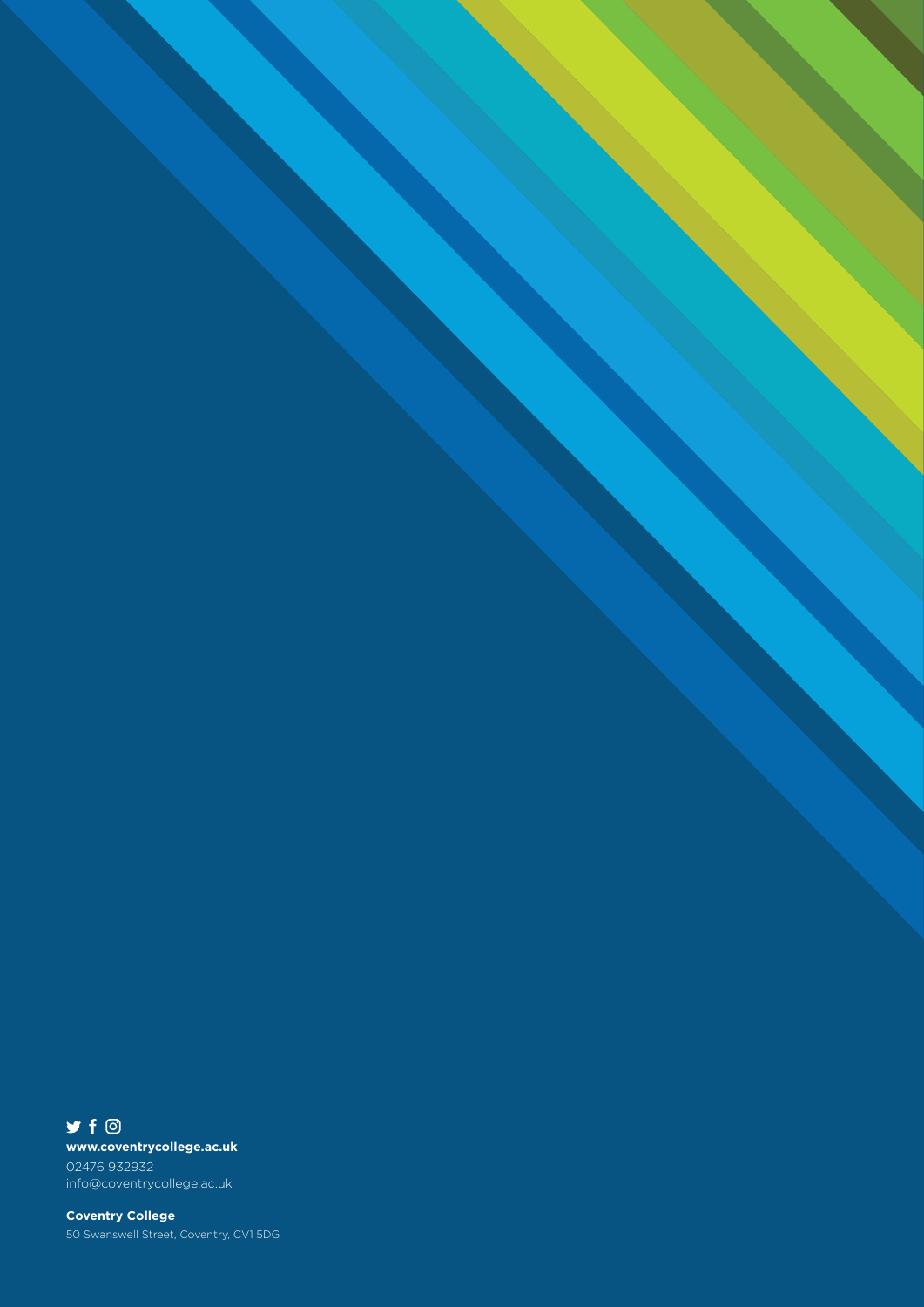**www.coventrycollege.ac.uk**
02476 932932
info@coventrycollege.ac.uk

**Coventry College**
50 Swanswell Street, Coventry, CV1 5DG